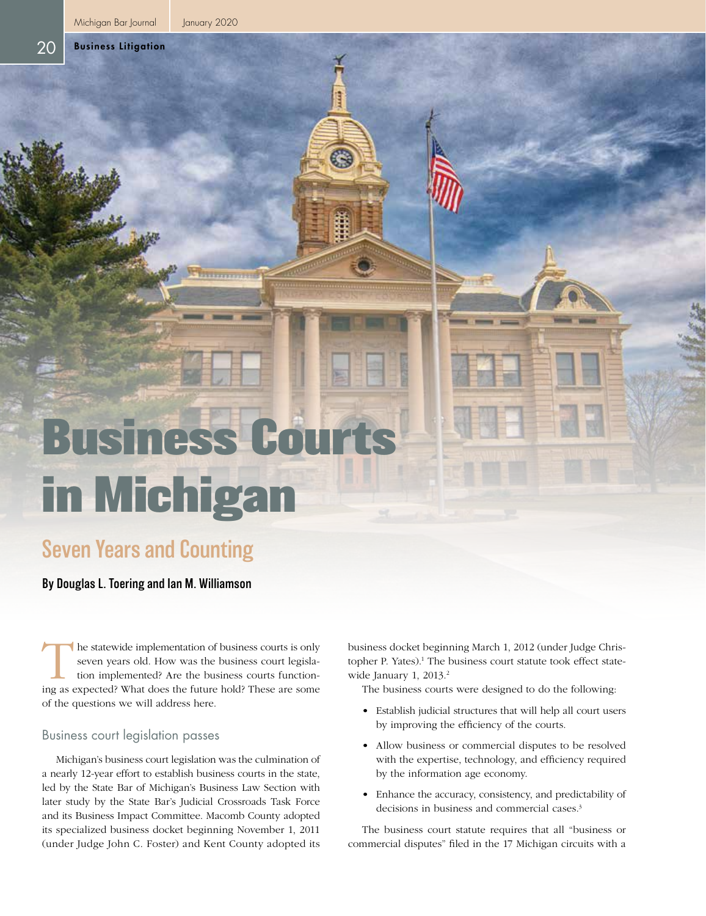# Business Courts in Michigan

## Seven Years and Counting

**By Douglas L. Toering and Ian M. Williamson**

The statewide implementation of business courts is only seven years old. How was the business court legislation implemented? Are the business courts functioning as expected? What does the future hold? These are some of the questions we will address here.

### Business court legislation passes

Michigan's business court legislation was the culmination of a nearly 12-year effort to establish business courts in the state, led by the State Bar of Michigan's Business Law Section with later study by the State Bar's Judicial Crossroads Task Force and its Business Impact Committee. Macomb County adopted its specialized business docket beginning November 1, 2011 (under Judge John C. Foster) and Kent County adopted its business docket beginning March 1, 2012 (under Judge Christopher P. Yates).[1] The business court statute took effect statewide January 1, 2013.[2]

The business courts were designed to do the following:

- Establish judicial structures that will help all court users by improving the efficiency of the courts.
- Allow business or commercial disputes to be resolved with the expertise, technology, and efficiency required by the information age economy.
- Enhance the accuracy, consistency, and predictability of decisions in business and commercial cases.[3]

The business court statute requires that all "business or commercial disputes" filed in the 17 Michigan circuits with a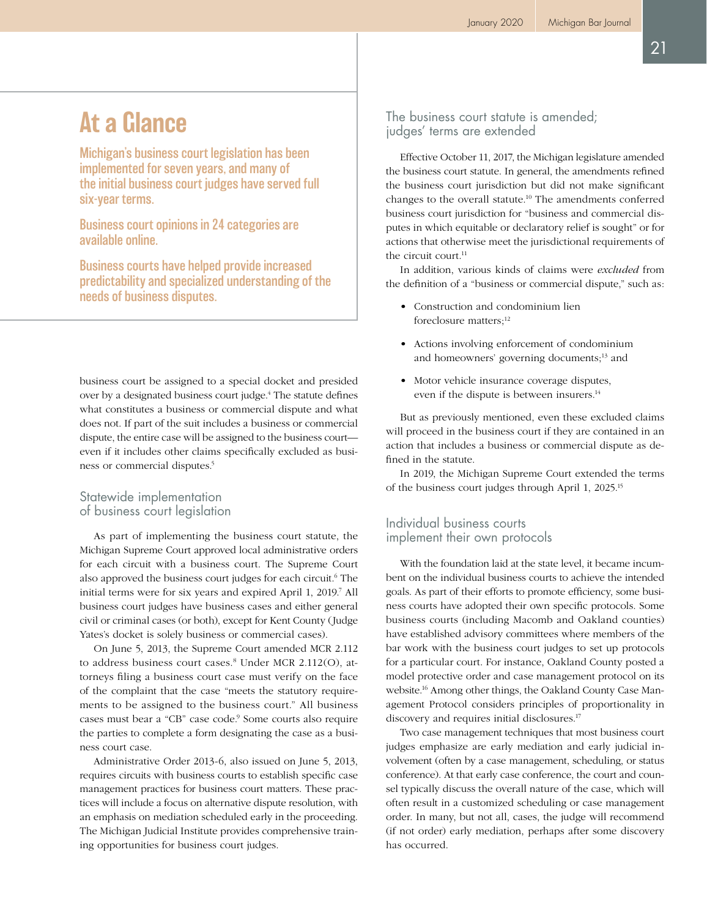## At a Glance

**Michigan's business court legislation has been implemented for seven years, and many of the initial business court judges have served full six-year terms.**

**Business court opinions in 24 categories are available online.**

**Business courts have helped provide increased predictability and specialized understanding of the needs of business disputes.**

business court be assigned to a special docket and presided over by a designated business court judge.[4] The statute defines what constitutes a business or commercial dispute and what does not. If part of the suit includes a business or commercial dispute, the entire case will be assigned to the business court—even if it includes other claims specifically excluded as business or commercial disputes.[5]

### Statewide implementation of business court legislation

As part of implementing the business court statute, the Michigan Supreme Court approved local administrative orders for each circuit with a business court. The Supreme Court also approved the business court judges for each circuit.[6] The initial terms were for six years and expired April 1, 2019.[7] All business court judges have business cases and either general civil or criminal cases (or both), except for Kent County (Judge Yates's docket is solely business or commercial cases).

On June 5, 2013, the Supreme Court amended MCR 2.112 to address business court cases.[8] Under MCR 2.112(O), attorneys filing a business court case must verify on the face of the complaint that the case "meets the statutory requirements to be assigned to the business court." All business cases must bear a "CB" case code.[9] Some courts also require the parties to complete a form designating the case as a business court case.

Administrative Order 2013-6, also issued on June 5, 2013, requires circuits with business courts to establish specific case management practices for business court matters. These practices will include a focus on alternative dispute resolution, with an emphasis on mediation scheduled early in the proceeding. The Michigan Judicial Institute provides comprehensive training opportunities for business court judges.

### The business court statute is amended; judges' terms are extended

Effective October 11, 2017, the Michigan legislature amended the business court statute. In general, the amendments refined the business court jurisdiction but did not make significant changes to the overall statute.[10] The amendments conferred business court jurisdiction for "business and commercial disputes in which equitable or declaratory relief is sought" or for actions that otherwise meet the jurisdictional requirements of the circuit court.[11]

In addition, various kinds of claims were *excluded* from the definition of a "business or commercial dispute," such as:

- Construction and condominium lien foreclosure matters;[12]
- Actions involving enforcement of condominium and homeowners' governing documents;[13] and
- Motor vehicle insurance coverage disputes, even if the dispute is between insurers.[14]

But as previously mentioned, even these excluded claims will proceed in the business court if they are contained in an action that includes a business or commercial dispute as defined in the statute.

In 2019, the Michigan Supreme Court extended the terms of the business court judges through April 1, 2025.[15]

### Individual business courts implement their own protocols

With the foundation laid at the state level, it became incumbent on the individual business courts to achieve the intended goals. As part of their efforts to promote efficiency, some business courts have adopted their own specific protocols. Some business courts (including Macomb and Oakland counties) have established advisory committees where members of the bar work with the business court judges to set up protocols for a particular court. For instance, Oakland County posted a model protective order and case management protocol on its website.[16] Among other things, the Oakland County Case Management Protocol considers principles of proportionality in discovery and requires initial disclosures.[17]

Two case management techniques that most business court judges emphasize are early mediation and early judicial involvement (often by a case management, scheduling, or status conference). At that early case conference, the court and counsel typically discuss the overall nature of the case, which will often result in a customized scheduling or case management order. In many, but not all, cases, the judge will recommend (if not order) early mediation, perhaps after some discovery has occurred.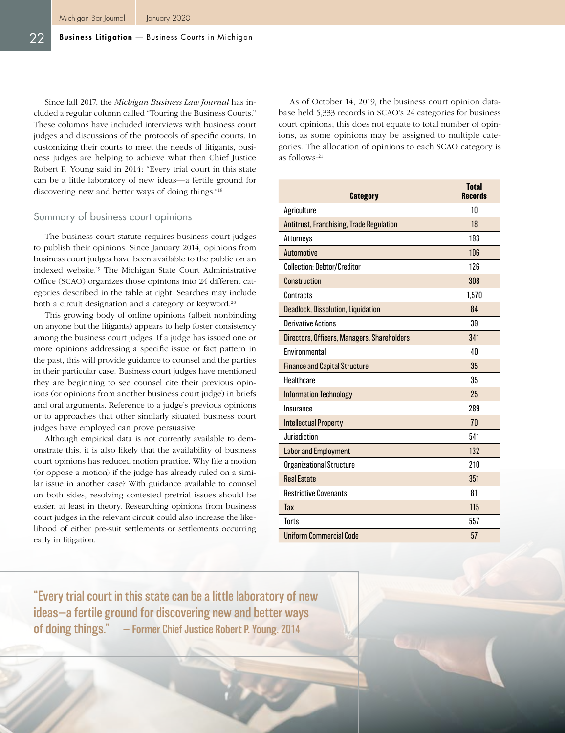Since fall 2017, the *Michigan Business Law Journal* has included a regular column called "Touring the Business Courts." These columns have included interviews with business court judges and discussions of the protocols of specific courts. In customizing their courts to meet the needs of litigants, business judges are helping to achieve what then Chief Justice Robert P. Young said in 2014: "Every trial court in this state can be a little laboratory of new ideas—a fertile ground for discovering new and better ways of doing things."[18]

## Summary of business court opinions

The business court statute requires business court judges to publish their opinions. Since January 2014, opinions from business court judges have been available to the public on an indexed website.[19] The Michigan State Court Administrative Office (SCAO) organizes those opinions into 24 different categories described in the table at right. Searches may include both a circuit designation and a category or keyword.[20]

This growing body of online opinions (albeit nonbinding on anyone but the litigants) appears to help foster consistency among the business court judges. If a judge has issued one or more opinions addressing a specific issue or fact pattern in the past, this will provide guidance to counsel and the parties in their particular case. Business court judges have mentioned they are beginning to see counsel cite their previous opinions (or opinions from another business court judge) in briefs and oral arguments. Reference to a judge's previous opinions or to approaches that other similarly situated business court judges have employed can prove persuasive.

Although empirical data is not currently available to demonstrate this, it is also likely that the availability of business court opinions has reduced motion practice. Why file a motion (or oppose a motion) if the judge has already ruled on a similar issue in another case? With guidance available to counsel on both sides, resolving contested pretrial issues should be easier, at least in theory. Researching opinions from business court judges in the relevant circuit could also increase the likelihood of either pre-suit settlements or settlements occurring early in litigation.

As of October 14, 2019, the business court opinion database held 5,333 records in SCAO's 24 categories for business court opinions; this does not equate to total number of opinions, as some opinions may be assigned to multiple categories. The allocation of opinions to each SCAO category is as follows:[21]

| Category | Total Records |
|---|---|
| Agriculture | 10 |
| Antitrust, Franchising, Trade Regulation | 18 |
| Attorneys | 193 |
| Automotive | 106 |
| Collection: Debtor/Creditor | 126 |
| Construction | 308 |
| Contracts | 1,570 |
| Deadlock, Dissolution, Liquidation | 84 |
| Derivative Actions | 39 |
| Directors, Officers, Managers, Shareholders | 341 |
| Environmental | 40 |
| Finance and Capital Structure | 35 |
| Healthcare | 35 |
| Information Technology | 25 |
| Insurance | 289 |
| Intellectual Property | 70 |
| Jurisdiction | 541 |
| Labor and Employment | 132 |
| Organizational Structure | 210 |
| Real Estate | 351 |
| Restrictive Covenants | 81 |
| Tax | 115 |
| Torts | 557 |
| Uniform Commercial Code | 57 |

> "Every trial court in this state can be a little laboratory of new ideas—a fertile ground for discovering new and better ways of doing things." — Former Chief Justice Robert P. Young, 2014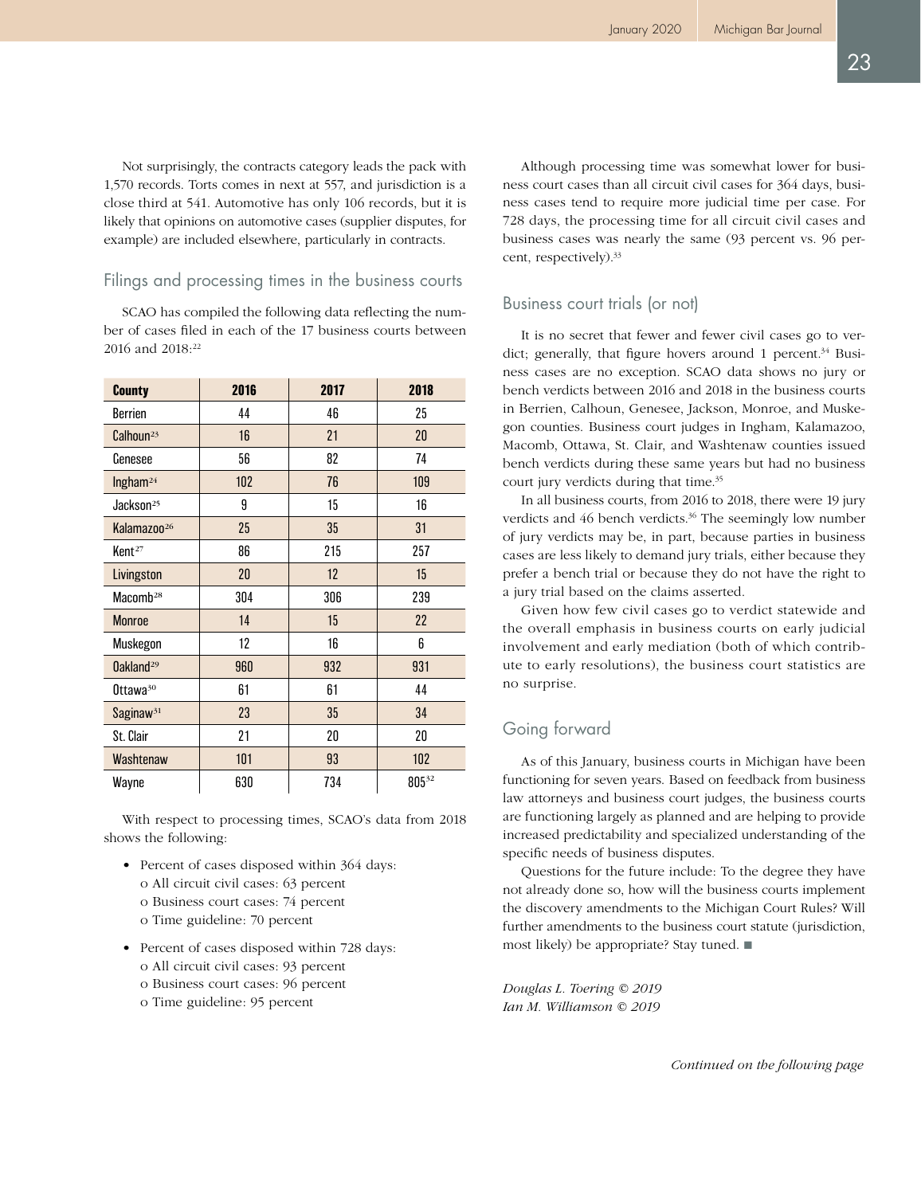Not surprisingly, the contracts category leads the pack with 1,570 records. Torts comes in next at 557, and jurisdiction is a close third at 541. Automotive has only 106 records, but it is likely that opinions on automotive cases (supplier disputes, for example) are included elsewhere, particularly in contracts.

## Filings and processing times in the business courts

SCAO has compiled the following data reflecting the number of cases filed in each of the 17 business courts between 2016 and 2018:[22]

| County | 2016 | 2017 | 2018 |
| --- | --- | --- | --- |
| Berrien | 44 | 46 | 25 |
| Calhoun[23] | 16 | 21 | 20 |
| Genesee | 56 | 82 | 74 |
| Ingham[24] | 102 | 76 | 109 |
| Jackson[25] | 9 | 15 | 16 |
| Kalamazoo[26] | 25 | 35 | 31 |
| Kent[27] | 86 | 215 | 257 |
| Livingston | 20 | 12 | 15 |
| Macomb[28] | 304 | 306 | 239 |
| Monroe | 14 | 15 | 22 |
| Muskegon | 12 | 16 | 6 |
| Oakland[29] | 960 | 932 | 931 |
| Ottawa[30] | 61 | 61 | 44 |
| Saginaw[31] | 23 | 35 | 34 |
| St. Clair | 21 | 20 | 20 |
| Washtenaw | 101 | 93 | 102 |
| Wayne | 630 | 734 | 805[32] |

With respect to processing times, SCAO's data from 2018 shows the following:

- Percent of cases disposed within 364 days:
  - o All circuit civil cases: 63 percent
  - o Business court cases: 74 percent
  - o Time guideline: 70 percent
- Percent of cases disposed within 728 days:
  - o All circuit civil cases: 93 percent
  - o Business court cases: 96 percent
  - o Time guideline: 95 percent

Although processing time was somewhat lower for business court cases than all circuit civil cases for 364 days, business cases tend to require more judicial time per case. For 728 days, the processing time for all circuit civil cases and business cases was nearly the same (93 percent vs. 96 percent, respectively).[33]

## Business court trials (or not)

It is no secret that fewer and fewer civil cases go to verdict; generally, that figure hovers around 1 percent.[34] Business cases are no exception. SCAO data shows no jury or bench verdicts between 2016 and 2018 in the business courts in Berrien, Calhoun, Genesee, Jackson, Monroe, and Muskegon counties. Business court judges in Ingham, Kalamazoo, Macomb, Ottawa, St. Clair, and Washtenaw counties issued bench verdicts during these same years but had no business court jury verdicts during that time.[35]

In all business courts, from 2016 to 2018, there were 19 jury verdicts and 46 bench verdicts.[36] The seemingly low number of jury verdicts may be, in part, because parties in business cases are less likely to demand jury trials, either because they prefer a bench trial or because they do not have the right to a jury trial based on the claims asserted.

Given how few civil cases go to verdict statewide and the overall emphasis in business courts on early judicial involvement and early mediation (both of which contribute to early resolutions), the business court statistics are no surprise.

## Going forward

As of this January, business courts in Michigan have been functioning for seven years. Based on feedback from business law attorneys and business court judges, the business courts are functioning largely as planned and are helping to provide increased predictability and specialized understanding of the specific needs of business disputes.

Questions for the future include: To the degree they have not already done so, how will the business courts implement the discovery amendments to the Michigan Court Rules? Will further amendments to the business court statute (jurisdiction, most likely) be appropriate? Stay tuned. ■

*Douglas L. Toering © 2019*
*Ian M. Williamson © 2019*

*Continued on the following page*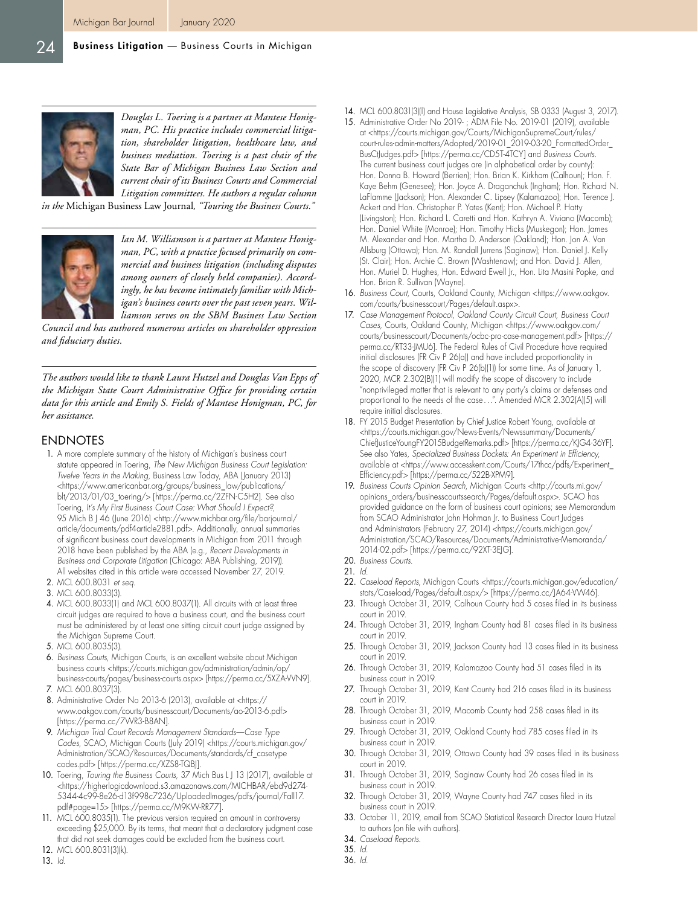*Douglas L. Toering is a partner at Mantese Honigman, PC. His practice includes commercial litigation, shareholder litigation, healthcare law, and business mediation. Toering is a past chair of the State Bar of Michigan Business Law Section and current chair of its Business Courts and Commercial Litigation committees. He authors a regular column in the* Michigan Business Law Journal*, "Touring the Business Courts."*

*Ian M. Williamson is a partner at Mantese Honigman, PC, with a practice focused primarily on commercial and business litigation (including disputes among owners of closely held companies). Accordingly, he has become intimately familiar with Michigan's business courts over the past seven years. Williamson serves on the SBM Business Law Section Council and has authored numerous articles on shareholder oppression and fiduciary duties.*

*The authors would like to thank Laura Hutzel and Douglas Van Epps of the Michigan State Court Administrative Office for providing certain data for this article and Emily S. Fields of Mantese Honigman, PC, for her assistance.*

## ENDNOTES

1. A more complete summary of the history of Michigan's business court statute appeared in Toering, *The New Michigan Business Court Legislation: Twelve Years in the Making*, Business Law Today, ABA (January 2013) <https://www.americanbar.org/groups/business_law/publications/blt/2013/01/03_toering/> [https://perma.cc/2ZFN-C5H2]. See also Toering, *It's My First Business Court Case: What Should I Expect?*, 95 Mich B J 46 (June 2016) <http://www.michbar.org/file/barjournal/article/documents/pdf4article2881.pdf>. Additionally, annual summaries of significant business court developments in Michigan from 2011 through 2018 have been published by the ABA (e.g., *Recent Developments in Business and Corporate Litigation* (Chicago: ABA Publishing, 2019)). All websites cited in this article were accessed November 27, 2019.
2. MCL 600.8031 *et seq.*
3. MCL 600.8033(3).
4. MCL 600.8033(1) and MCL 600.8037(1). All circuits with at least three circuit judges are required to have a business court, and the business court must be administered by at least one sitting circuit court judge assigned by the Michigan Supreme Court.
5. MCL 600.8035(3).
6. *Business Courts*, Michigan Courts, is an excellent website about Michigan business courts <https://courts.michigan.gov/administration/admin/op/business-courts/pages/business-courts.aspx> [https://perma.cc/5XZA-VVN9].
7. MCL 600.8037(3).
8. Administrative Order No 2013-6 (2013), available at <https://www.oakgov.com/courts/businesscourt/Documents/ao-2013-6.pdf> [https://perma.cc/7WR3-B8AN].
9. *Michigan Trial Court Records Management Standards—Case Type Codes*, SCAO, Michigan Courts (July 2019) <https://courts.michigan.gov/Administration/SCAO/Resources/Documents/standards/cf_casetype codes.pdf> [https://perma.cc/XZS8-TQBJ].
10. Toering, *Touring the Business Courts*, 37 Mich Bus L J 13 (2017), available at <https://higherlogicdownload.s3.amazonaws.com/MICHBAR/ebd9d274-5344-4c99-8e26-d13f998c7236/UploadedImages/pdfs/journal/Fall17.pdf#page=15> [https://perma.cc/M9KW-RR77].
11. MCL 600.8035(1). The previous version required an amount in controversy exceeding $25,000. By its terms, that meant that a declaratory judgment case that did not seek damages could be excluded from the business court.
12. MCL 600.8031(3)(k).
13. *Id.*
14. MCL 600.8031(3)(l) and House Legislative Analysis, SB 0333 (August 3, 2017).
15. Administrative Order No 2019- ; ADM File No. 2019-01 (2019), available at <https://courts.michigan.gov/Courts/MichiganSupremeCourt/rules/court-rules-admin-matters/Adopted/2019-01_2019-03-20_FormattedOrder_BusCtJudges.pdf> [https://perma.cc/CD5T-4TCY] and *Business Courts*. The current business court judges are (in alphabetical order by county): Hon. Donna B. Howard (Berrien); Hon. Brian K. Kirkham (Calhoun); Hon. F. Kaye Behm (Genesee); Hon. Joyce A. Draganchuk (Ingham); Hon. Richard N. LaFlamme (Jackson); Hon. Alexander C. Lipsey (Kalamazoo); Hon. Terence J. Ackert and Hon. Christopher P. Yates (Kent); Hon. Michael P. Hatty (Livingston); Hon. Richard L. Caretti and Hon. Kathryn A. Viviano (Macomb); Hon. Daniel White (Monroe); Hon. Timothy Hicks (Muskegon); Hon. James M. Alexander and Hon. Martha D. Anderson (Oakland); Hon. Jon A. Van Allsburg (Ottawa); Hon. M. Randall Jurrens (Saginaw); Hon. Daniel J. Kelly (St. Clair); Hon. Archie C. Brown (Washtenaw); and Hon. David J. Allen, Hon. Muriel D. Hughes, Hon. Edward Ewell Jr., Hon. Lita Masini Popke, and Hon. Brian R. Sullivan (Wayne).
16. *Business Court*, Courts, Oakland County, Michigan <https://www.oakgov.com/courts/businesscourt/Pages/default.aspx>.
17. *Case Management Protocol, Oakland County Circuit Court, Business Court Cases*, Courts, Oakland County, Michigan <https://www.oakgov.com/courts/businesscourt/Documents/ocbc-pro-case-management.pdf> [https://perma.cc/RT33-JMU6]. The Federal Rules of Civil Procedure have required initial disclosures (FR Civ P 26(a)) and have included proportionality in the scope of discovery (FR Civ P 26(b)(1)) for some time. As of January 1, 2020, MCR 2.302(B)(1) will modify the scope of discovery to include "nonprivileged matter that is relevant to any party's claims or defenses and proportional to the needs of the case….". Amended MCR 2.302(A)(5) will require initial disclosures.
18. FY 2015 Budget Presentation by Chief Justice Robert Young, available at <https://courts.michigan.gov/News-Events/Newssummary/Documents/ChiefJusticeYoungFY2015BudgetRemarks.pdf> [https://perma.cc/KJG4-36YF]. See also Yates, *Specialized Business Dockets: An Experiment in Efficiency*, available at <https://www.accesskent.com/Courts/17thcc/pdfs/Experiment_Efficiency.pdf> [https://perma.cc/522B-XPM9].
19. *Business Courts Opinion Search*, Michigan Courts <http://courts.mi.gov/opinions_orders/businesscourtssearch/Pages/default.aspx>. SCAO has provided guidance on the form of business court opinions; see Memorandum from SCAO Administrator John Hohman Jr. to Business Court Judges and Administrators (February 27, 2014) <https://courts.michigan.gov/Administration/SCAO/Resources/Documents/Administrative-Memoranda/2014-02.pdf> [https://perma.cc/92XT-3EJG].
20. *Business Courts*.
21. *Id.*
22. *Caseload Reports*, Michigan Courts <https://courts.michigan.gov/education/stats/Caseload/Pages/default.aspx/> [https://perma.cc/JA64-VW46].
23. Through October 31, 2019, Calhoun County had 5 cases filed in its business court in 2019.
24. Through October 31, 2019, Ingham County had 81 cases filed in its business court in 2019.
25. Through October 31, 2019, Jackson County had 13 cases filed in its business court in 2019.
26. Through October 31, 2019, Kalamazoo County had 51 cases filed in its business court in 2019.
27. Through October 31, 2019, Kent County had 216 cases filed in its business court in 2019.
28. Through October 31, 2019, Macomb County had 258 cases filed in its business court in 2019.
29. Through October 31, 2019, Oakland County had 785 cases filed in its business court in 2019.
30. Through October 31, 2019, Ottawa County had 39 cases filed in its business court in 2019.
31. Through October 31, 2019, Saginaw County had 26 cases filed in its business court in 2019.
32. Through October 31, 2019, Wayne County had 747 cases filed in its business court in 2019.
33. October 11, 2019, email from SCAO Statistical Research Director Laura Hutzel to authors (on file with authors).
34. *Caseload Reports*.
35. *Id.*
36. *Id.*